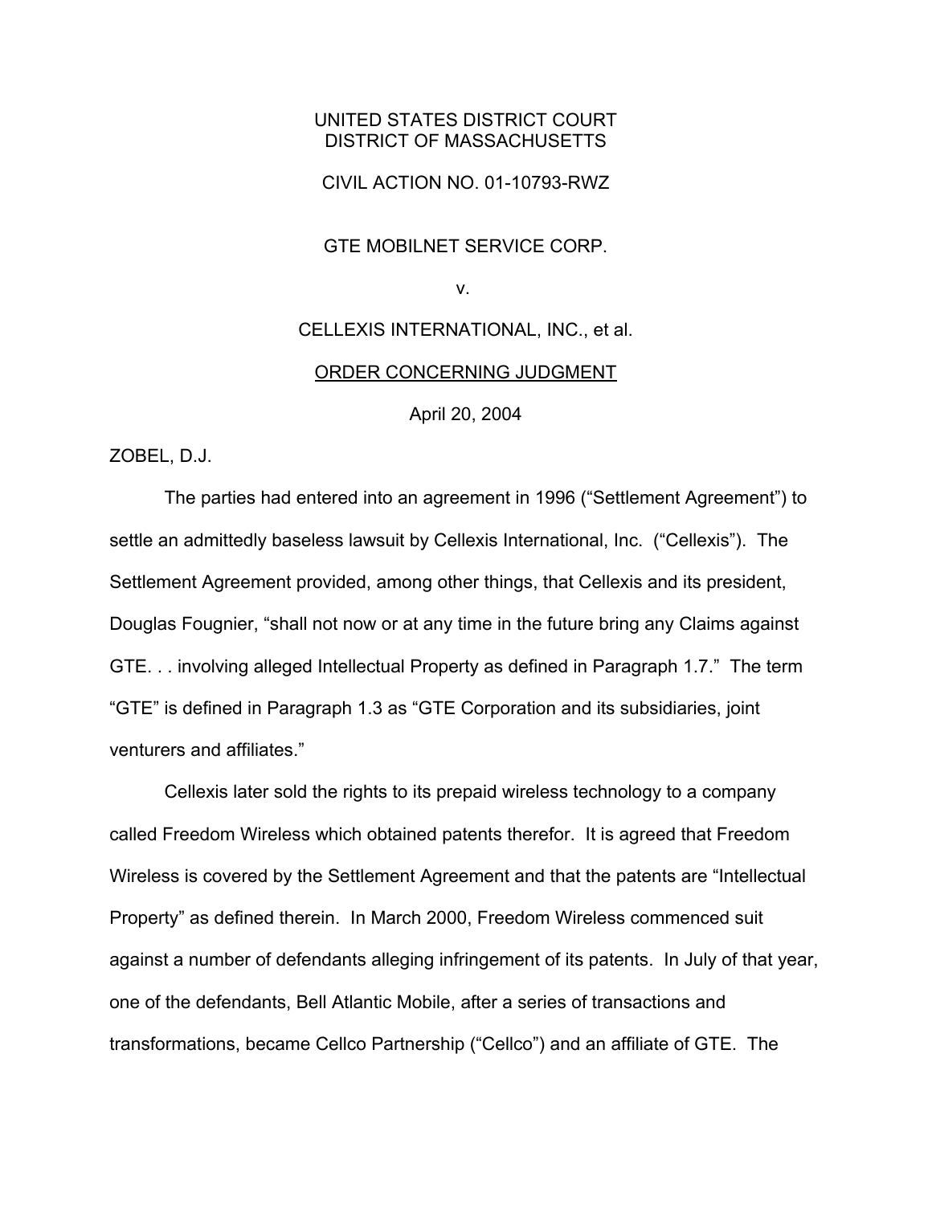UNITED STATES DISTRICT COURT
DISTRICT OF MASSACHUSETTS

CIVIL ACTION NO. 01-10793-RWZ

GTE MOBILNET SERVICE CORP.

v.

CELLEXIS INTERNATIONAL, INC., et al.

ORDER CONCERNING JUDGMENT

April 20, 2004

ZOBEL, D.J.

The parties had entered into an agreement in 1996 ("Settlement Agreement") to settle an admittedly baseless lawsuit by Cellexis International, Inc. ("Cellexis"). The Settlement Agreement provided, among other things, that Cellexis and its president, Douglas Fougnier, "shall not now or at any time in the future bring any Claims against GTE. . . involving alleged Intellectual Property as defined in Paragraph 1.7." The term "GTE" is defined in Paragraph 1.3 as "GTE Corporation and its subsidiaries, joint venturers and affiliates."

Cellexis later sold the rights to its prepaid wireless technology to a company called Freedom Wireless which obtained patents therefor. It is agreed that Freedom Wireless is covered by the Settlement Agreement and that the patents are "Intellectual Property" as defined therein. In March 2000, Freedom Wireless commenced suit against a number of defendants alleging infringement of its patents. In July of that year, one of the defendants, Bell Atlantic Mobile, after a series of transactions and transformations, became Cellco Partnership ("Cellco") and an affiliate of GTE. The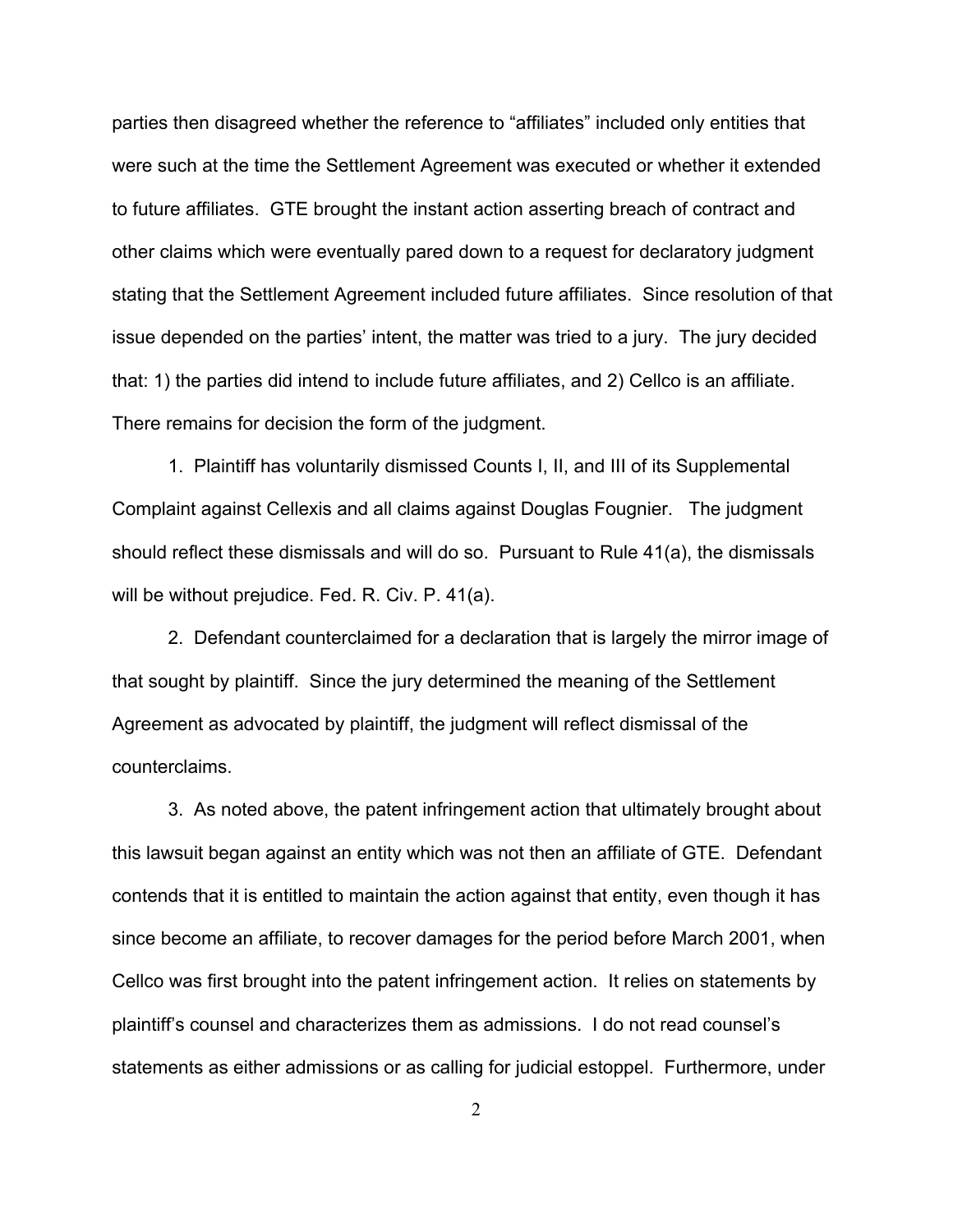parties then disagreed whether the reference to "affiliates" included only entities that were such at the time the Settlement Agreement was executed or whether it extended to future affiliates. GTE brought the instant action asserting breach of contract and other claims which were eventually pared down to a request for declaratory judgment stating that the Settlement Agreement included future affiliates. Since resolution of that issue depended on the parties' intent, the matter was tried to a jury. The jury decided that: 1) the parties did intend to include future affiliates, and 2) Cellco is an affiliate. There remains for decision the form of the judgment.

1. Plaintiff has voluntarily dismissed Counts I, II, and III of its Supplemental Complaint against Cellexis and all claims against Douglas Fougnier. The judgment should reflect these dismissals and will do so. Pursuant to Rule 41(a), the dismissals will be without prejudice. Fed. R. Civ. P. 41(a).

2. Defendant counterclaimed for a declaration that is largely the mirror image of that sought by plaintiff. Since the jury determined the meaning of the Settlement Agreement as advocated by plaintiff, the judgment will reflect dismissal of the counterclaims.

3. As noted above, the patent infringement action that ultimately brought about this lawsuit began against an entity which was not then an affiliate of GTE. Defendant contends that it is entitled to maintain the action against that entity, even though it has since become an affiliate, to recover damages for the period before March 2001, when Cellco was first brought into the patent infringement action. It relies on statements by plaintiff's counsel and characterizes them as admissions. I do not read counsel's statements as either admissions or as calling for judicial estoppel. Furthermore, under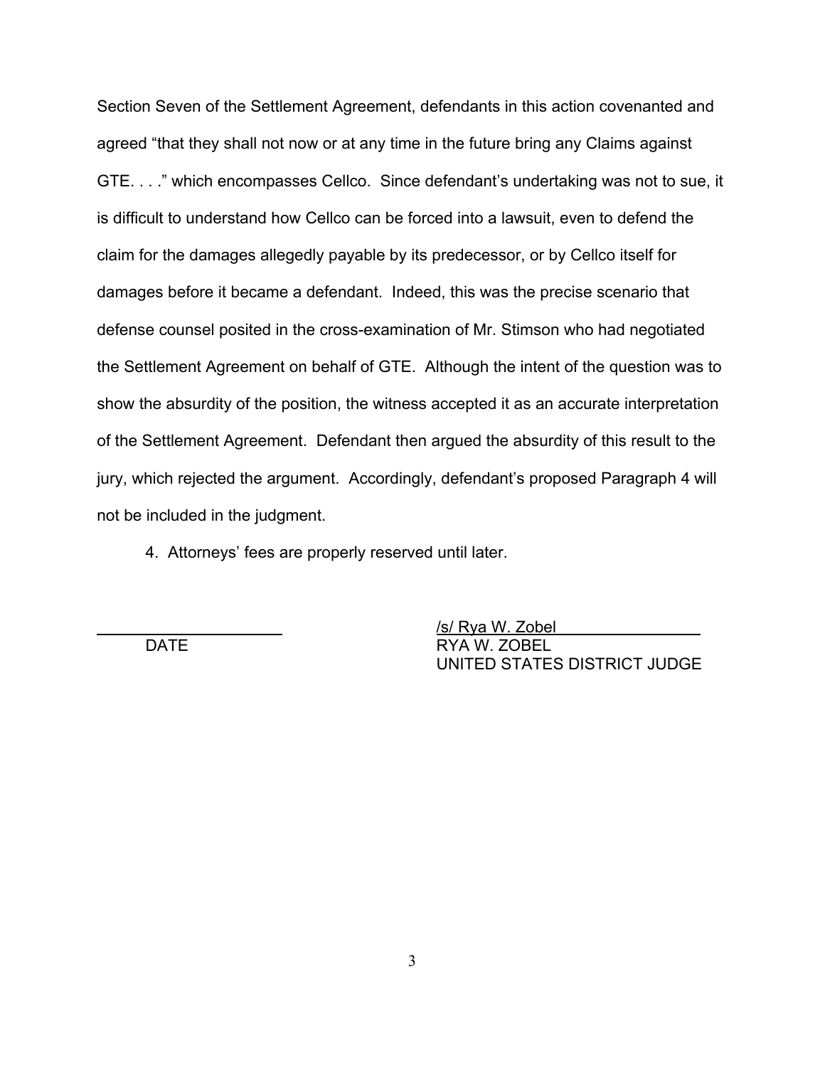Section Seven of the Settlement Agreement, defendants in this action covenanted and agreed "that they shall not now or at any time in the future bring any Claims against GTE. . . ." which encompasses Cellco. Since defendant's undertaking was not to sue, it is difficult to understand how Cellco can be forced into a lawsuit, even to defend the claim for the damages allegedly payable by its predecessor, or by Cellco itself for damages before it became a defendant. Indeed, this was the precise scenario that defense counsel posited in the cross-examination of Mr. Stimson who had negotiated the Settlement Agreement on behalf of GTE. Although the intent of the question was to show the absurdity of the position, the witness accepted it as an accurate interpretation of the Settlement Agreement. Defendant then argued the absurdity of this result to the jury, which rejected the argument. Accordingly, defendant's proposed Paragraph 4 will not be included in the judgment.

4. Attorneys' fees are properly reserved until later.

______________________
DATE

/s/ Rya W. Zobel
RYA W. ZOBEL
UNITED STATES DISTRICT JUDGE